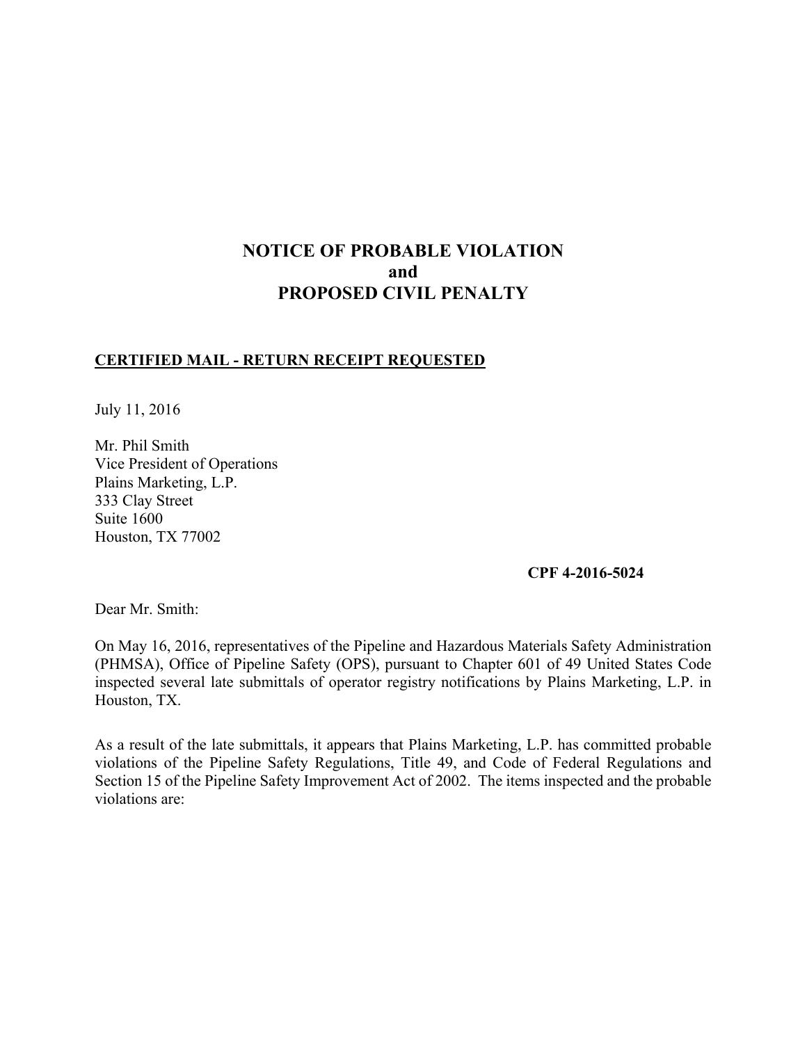# NOTICE OF PROBABLE VIOLATION
# and
# PROPOSED CIVIL PENALTY

**CERTIFIED MAIL - RETURN RECEIPT REQUESTED**

July 11, 2016

Mr. Phil Smith
Vice President of Operations
Plains Marketing, L.P.
333 Clay Street
Suite 1600
Houston, TX 77002

**CPF 4-2016-5024**

Dear Mr. Smith:

On May 16, 2016, representatives of the Pipeline and Hazardous Materials Safety Administration (PHMSA), Office of Pipeline Safety (OPS), pursuant to Chapter 601 of 49 United States Code inspected several late submittals of operator registry notifications by Plains Marketing, L.P. in Houston, TX.

As a result of the late submittals, it appears that Plains Marketing, L.P. has committed probable violations of the Pipeline Safety Regulations, Title 49, and Code of Federal Regulations and Section 15 of the Pipeline Safety Improvement Act of 2002. The items inspected and the probable violations are: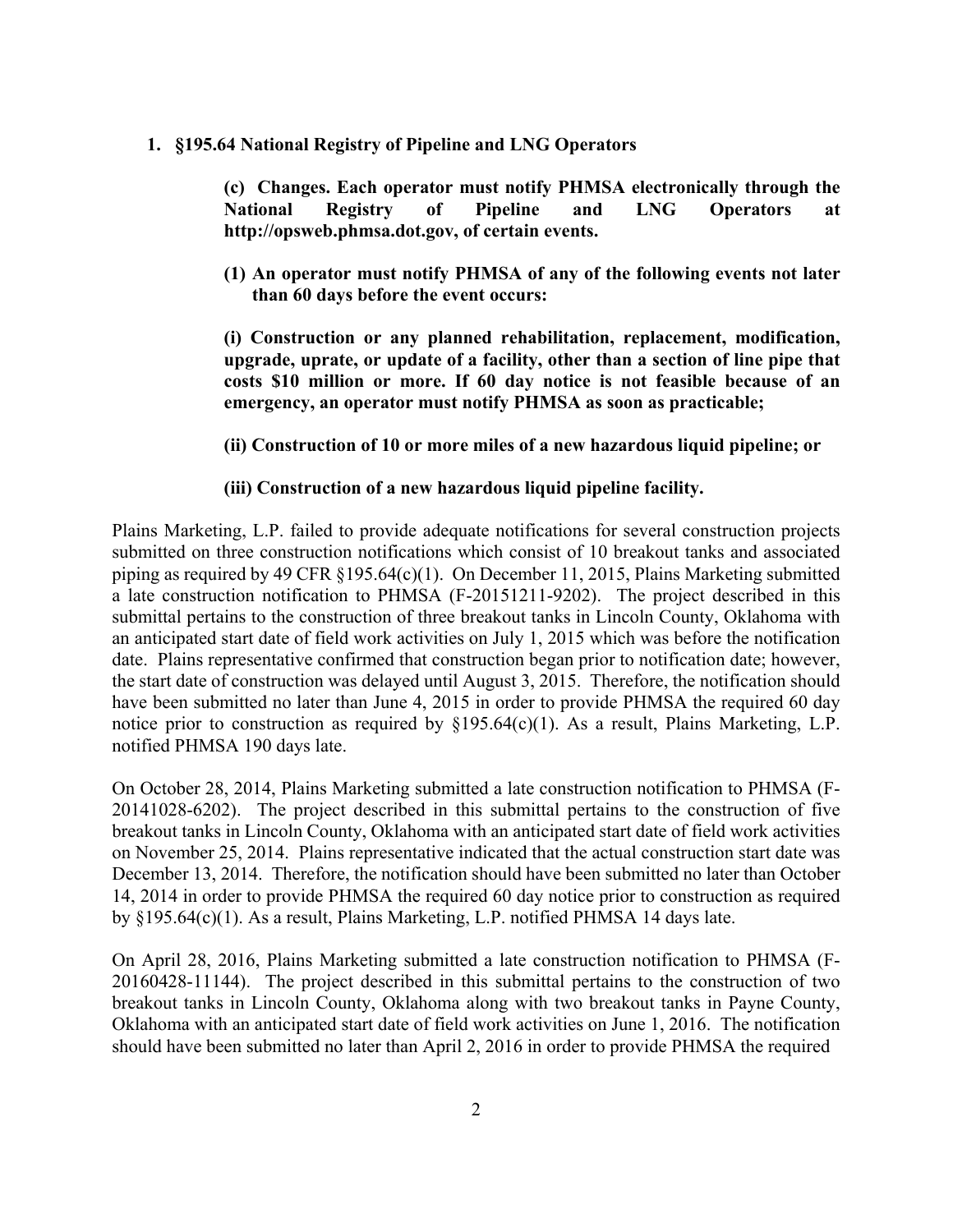1. **§195.64 National Registry of Pipeline and LNG Operators**

   **(c) Changes. Each operator must notify PHMSA electronically through the National Registry of Pipeline and LNG Operators at http://opsweb.phmsa.dot.gov, of certain events.**

   **(1) An operator must notify PHMSA of any of the following events not later than 60 days before the event occurs:**

   **(i) Construction or any planned rehabilitation, replacement, modification, upgrade, uprate, or update of a facility, other than a section of line pipe that costs $10 million or more. If 60 day notice is not feasible because of an emergency, an operator must notify PHMSA as soon as practicable;**

   **(ii) Construction of 10 or more miles of a new hazardous liquid pipeline; or**

   **(iii) Construction of a new hazardous liquid pipeline facility.**

Plains Marketing, L.P. failed to provide adequate notifications for several construction projects submitted on three construction notifications which consist of 10 breakout tanks and associated piping as required by 49 CFR §195.64(c)(1). On December 11, 2015, Plains Marketing submitted a late construction notification to PHMSA (F-20151211-9202). The project described in this submittal pertains to the construction of three breakout tanks in Lincoln County, Oklahoma with an anticipated start date of field work activities on July 1, 2015 which was before the notification date. Plains representative confirmed that construction began prior to notification date; however, the start date of construction was delayed until August 3, 2015. Therefore, the notification should have been submitted no later than June 4, 2015 in order to provide PHMSA the required 60 day notice prior to construction as required by §195.64(c)(1). As a result, Plains Marketing, L.P. notified PHMSA 190 days late.

On October 28, 2014, Plains Marketing submitted a late construction notification to PHMSA (F-20141028-6202). The project described in this submittal pertains to the construction of five breakout tanks in Lincoln County, Oklahoma with an anticipated start date of field work activities on November 25, 2014. Plains representative indicated that the actual construction start date was December 13, 2014. Therefore, the notification should have been submitted no later than October 14, 2014 in order to provide PHMSA the required 60 day notice prior to construction as required by §195.64(c)(1). As a result, Plains Marketing, L.P. notified PHMSA 14 days late.

On April 28, 2016, Plains Marketing submitted a late construction notification to PHMSA (F-20160428-11144). The project described in this submittal pertains to the construction of two breakout tanks in Lincoln County, Oklahoma along with two breakout tanks in Payne County, Oklahoma with an anticipated start date of field work activities on June 1, 2016. The notification should have been submitted no later than April 2, 2016 in order to provide PHMSA the required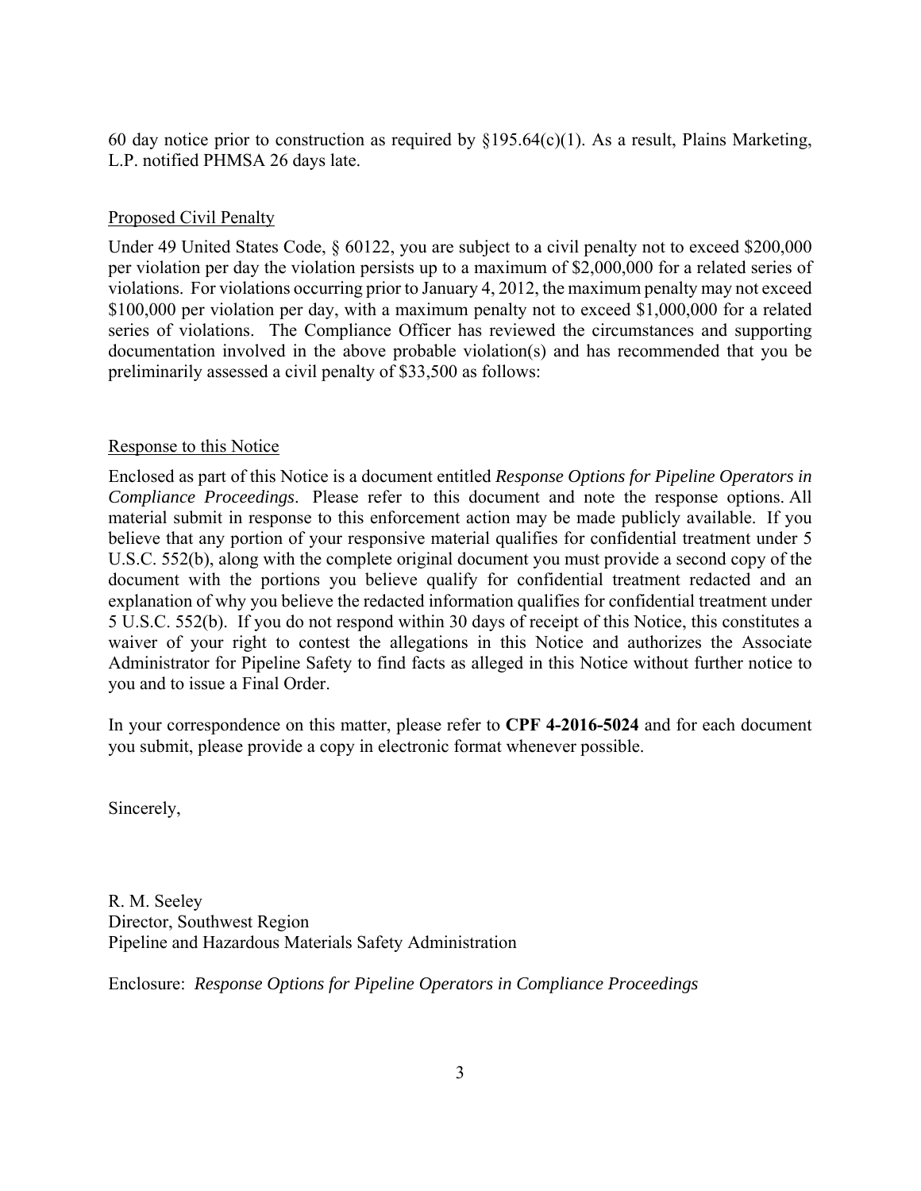60 day notice prior to construction as required by §195.64(c)(1). As a result, Plains Marketing, L.P. notified PHMSA 26 days late.

## Proposed Civil Penalty

Under 49 United States Code, § 60122, you are subject to a civil penalty not to exceed $200,000 per violation per day the violation persists up to a maximum of $2,000,000 for a related series of violations. For violations occurring prior to January 4, 2012, the maximum penalty may not exceed $100,000 per violation per day, with a maximum penalty not to exceed $1,000,000 for a related series of violations. The Compliance Officer has reviewed the circumstances and supporting documentation involved in the above probable violation(s) and has recommended that you be preliminarily assessed a civil penalty of $33,500 as follows:

## Response to this Notice

Enclosed as part of this Notice is a document entitled *Response Options for Pipeline Operators in Compliance Proceedings*. Please refer to this document and note the response options. All material submit in response to this enforcement action may be made publicly available. If you believe that any portion of your responsive material qualifies for confidential treatment under 5 U.S.C. 552(b), along with the complete original document you must provide a second copy of the document with the portions you believe qualify for confidential treatment redacted and an explanation of why you believe the redacted information qualifies for confidential treatment under 5 U.S.C. 552(b). If you do not respond within 30 days of receipt of this Notice, this constitutes a waiver of your right to contest the allegations in this Notice and authorizes the Associate Administrator for Pipeline Safety to find facts as alleged in this Notice without further notice to you and to issue a Final Order.

In your correspondence on this matter, please refer to **CPF 4-2016-5024** and for each document you submit, please provide a copy in electronic format whenever possible.

Sincerely,

R. M. Seeley
Director, Southwest Region
Pipeline and Hazardous Materials Safety Administration

Enclosure: *Response Options for Pipeline Operators in Compliance Proceedings*